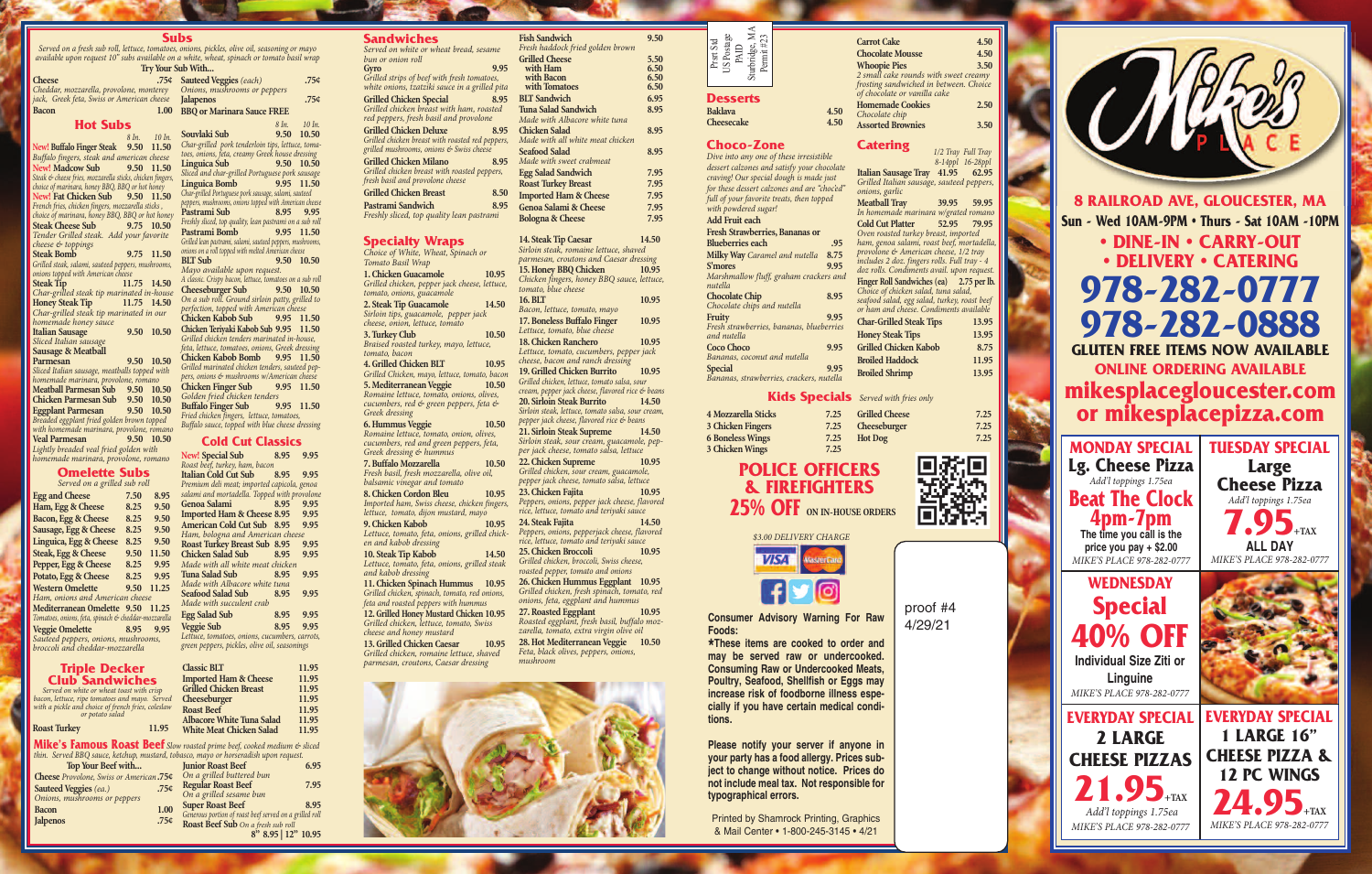## Subs

*Served on a fresh sub roll, lettuce, tomatoes, onions, pickles, olive oil, seasoning or mayo available upon request 10" subs available on a white, wheat, spinach or tomato basil wrap*

**Try Your Sub With...**

| | | | |
|---|---|---|---|
| **Cheese** *Cheddar, mozzarella, provolone, monterey jack, Greek feta, Swiss or American cheese* | .75¢ | **Sauteed Veggies** *(each) Onions, mushrooms or peppers* | .75¢ |
| **Bacon** | 1.00 | **Jalapenos** | .75¢ |
| | | **BBQ or Marinara Sauce FREE** | |

### Hot Subs

| | 8 In. | 10 In. |
|---|---|---|
| **New! Buffalo Finger Steak** *Buffalo fingers, steak and american cheese* | 9.50 | 11.50 |
| **New! Madcow Sub** *Steak & cheese fries, mozzarella sticks, chicken fingers, choice of marinara, honey BBQ, BBQ or hot honey* | 9.50 | 11.50 |
| **New! Fat Chicken Sub** *French fries, chicken fingers, mozzarella sticks, choice of marinara, honey BBQ, BBQ or hot honey* | 9.50 | 11.50 |
| **Steak Cheese Sub** *Tender Grilled steak. Add your favorite cheese & toppings* | 9.75 | 10.50 |
| **Steak Bomb** *Grilled steak, salami, sauteed peppers, mushrooms, onions topped with American cheese* | 9.75 | 11.50 |
| **Steak Tip** *Char-grilled steak tip marinated in-house* | 11.75 | 14.50 |
| **Honey Steak Tip** *Char-grilled steak tip marinated in our homemade honey sauce* | 11.75 | 14.50 |
| **Italian Sausage** *Sliced Italian sausage* | 9.50 | 10.50 |
| **Sausage & Meatball Parmesan** *Sliced Italian sausage, meatballs topped with homemade marinara, provolone, romano* | 9.50 | 10.50 |
| **Meatball Parmesan Sub** | 9.50 | 10.50 |
| **Chicken Parmesan Sub** | 9.50 | 10.50 |
| **Eggplant Parmesan** *Breaded eggplant fried golden brown topped with homemade marinara, provolone, romano* | 9.50 | 10.50 |
| **Veal Parmesan** *Lightly breaded veal fried golden with homemade marinara, provolone, romano* | 9.50 | 10.50 |
| **Souvlaki Sub** *Char-grilled pork tenderloin tips, lettuce, tomatoes, onions, feta, creamy Greek house dressing* | 9.50 | 10.50 |
| **Linguica Sub** *Sliced and char-grilled Portuguese pork sausage* | 9.50 | 10.50 |
| **Linguica Bomb** *Char-grilled Portuguese pork sausage, salami, sauteed peppers, mushrooms, onions topped with American cheese* | 9.95 | 11.50 |
| **Pastrami Sub** *Freshly sliced, top quality, lean pastrami on a sub roll* | 8.95 | 9.95 |
| **Pastrami Bomb** *Grilled lean pastrami, salami, sauteed peppers, mushrooms, onions on a roll topped with melted American cheese* | 9.95 | 11.50 |
| **BLT Sub** *Mayo available upon request. A classic. Crispy bacon, lettuce, tomatoes on a sub roll* | 9.50 | 10.50 |
| **Cheeseburger Sub** *On a sub roll. Ground sirloin patty, grilled to perfection, topped with American cheese* | 9.50 | 10.50 |
| **Chicken Kabob Sub** | 9.95 | 11.50 |
| **Chicken Teriyaki Kabob Sub** *Grilled chicken tenders marinated in-house, feta, lettuce, tomatoes, onions, Greek dressing* | 9.95 | 11.50 |
| **Chicken Kabob Bomb** *Grilled marinated chicken tenders, sauteed peppers, onions & mushrooms w/American cheese* | 9.95 | 11.50 |
| **Chicken Finger Sub** *Golden fried chicken tenders* | 9.95 | 11.50 |
| **Buffalo Finger Sub** *Fried chicken fingers, lettuce, tomatoes, Buffalo sauce, topped with blue cheese dressing* | 9.95 | 11.50 |

### Omelette Subs

*Served on a grilled sub roll*

| | | |
|---|---|---|
| **Egg and Cheese** | 7.50 | 8.95 |
| **Ham, Egg & Cheese** | 8.25 | 9.50 |
| **Bacon, Egg & Cheese** | 8.25 | 9.50 |
| **Sausage, Egg & Cheese** | 8.25 | 9.50 |
| **Linguica, Egg & Cheese** | 8.25 | 9.50 |
| **Steak, Egg & Cheese** | 9.50 | 11.50 |
| **Pepper, Egg & Cheese** | 8.25 | 9.95 |
| **Potato, Egg & Cheese** | 8.25 | 9.95 |
| **Western Omelette** *Ham, onions and American cheese* | 9.50 | 11.25 |
| **Mediterranean Omelette** *Tomatoes, onions, feta, spinach & cheddar-mozzarella* | 9.50 | 11.25 |
| **Veggie Omelette** *Sauteed peppers, onions, mushrooms, broccoli and cheddar-mozzarella* | 8.95 | 9.95 |

### Cold Cut Classics

| | | |
|---|---|---|
| **New! Special Sub** *Roast beef, turkey, ham, bacon* | 8.95 | 9.95 |
| **Italian Cold Cut Sub** *Premium deli meat; imported capicola, genoa salami and mortadella. Topped with provolone* | 8.95 | 9.95 |
| **Genoa Salami** | 8.95 | 9.95 |
| **Imported Ham & Cheese** | 8.95 | 9.95 |
| **American Cold Cut Sub** *Ham, bologna and American cheese* | 8.95 | 9.95 |
| **Roast Turkey Breast Sub** | 8.95 | 9.95 |
| **Chicken Salad Sub** *Made with all white meat chicken* | 8.95 | 9.95 |
| **Tuna Salad Sub** *Made with Albacore white tuna* | 8.95 | 9.95 |
| **Seafood Salad Sub** *Made with succulent crab* | 8.95 | 9.95 |
| **Egg Salad Sub** | 8.95 | 9.95 |
| **Veggie Sub** *Lettuce, tomatoes, onions, cucumbers, carrots, green peppers, pickles, olive oil, seasonings* | 8.95 | 9.95 |

### Triple Decker Club Sandwiches

*Served on white or wheat toast with crisp bacon, lettuce, ripe tomatoes and mayo. Served with a pickle and choice of french fries, coleslaw or potato salad*

| | |
|---|---|
| **Roast Turkey** | 11.95 |
| **Classic BLT** | 11.95 |
| **Imported Ham & Cheese** | 11.95 |
| **Grilled Chicken Breast** | 11.95 |
| **Cheeseburger** | 11.95 |
| **Roast Beef** | 11.95 |
| **Albacore White Tuna Salad** | 11.95 |
| **White Meat Chicken Salad** | 11.95 |

### Mike's Famous Roast Beef

*Slow roasted prime beef, cooked medium & sliced thin. Served BBQ sauce, ketchup, mustard, tobacco, mayo or horseradish upon request.*

**Top Your Beef with...**

| | |
|---|---|
| **Cheese** *Provolone, Swiss or American* | .75¢ |
| **Sauteed Veggies** *(ea.) Onions, mushrooms or peppers* | .75¢ |
| **Bacon** | 1.00 |
| **Jalpenos** | .75¢ |

| | |
|---|---|
| **Junior Roast Beef** *On a grilled buttered bun* | 6.95 |
| **Regular Roast Beef** *On a grilled sesame bun* | 7.95 |
| **Super Roast Beef** *Generous portion of roast beef served on a grilled roll* | 8.95 |
| **Roast Beef Sub** *On a fresh sub roll* | 8" 8.95 \| 12" 10.95 |

## Sandwiches

*Served on white or wheat bread, sesame bun or onion roll*

| | |
|---|---|
| **Gyro** *Grilled strips of beef with fresh tomatoes, white onions, tzatziki sauce in a grilled pita* | 9.95 |
| **Grilled Chicken Special** *Grilled chicken breast with ham, roasted red peppers, fresh basil and provolone* | 8.95 |
| **Grilled Chicken Deluxe** *Grilled chicken breast with roasted red peppers, grilled mushrooms, onions & Swiss cheese* | 8.95 |
| **Grilled Chicken Milano** *Grilled chicken breast with roasted peppers, fresh basil and provolone cheese* | 8.95 |
| **Grilled Chicken Breast** | 8.50 |
| **Pastrami Sandwich** *Freshly sliced, top quality lean pastrami* | 8.95 |
| **Fish Sandwich** *Fresh haddock fried golden brown* | 9.50 |
| **Grilled Cheese** | 5.50 |
| with Ham | 6.50 |
| with Bacon | 6.50 |
| with Tomatoes | 6.50 |
| **BLT Sandwich** | 6.95 |
| **Tuna Salad Sandwich** *Made with Albacore white tuna* | 8.95 |
| **Chicken Salad** *Made with all white meat chicken* | 8.95 |
| **Seafood Salad** *Made with sweet crabmeat* | 8.95 |
| **Egg Salad Sandwich** | 7.95 |
| **Roast Turkey Breast** | 7.95 |
| **Imported Ham & Cheese** | 7.95 |
| **Genoa Salami & Cheese** | 7.95 |
| **Bologna & Cheese** | 7.95 |

## Specialty Wraps

*Choice of White, Wheat, Spinach or Tomato Basil Wrap*

| | |
|---|---|
| **1. Chicken Guacamole** *Grilled chicken, pepper jack cheese, lettuce, tomato, onions, guacamole* | 10.95 |
| **2. Steak Tip Guacamole** *Sirloin tips, guacamole, pepper jack cheese, onion, lettuce, tomato* | 14.50 |
| **3. Turkey Club** *Braised roasted turkey, mayo, lettuce, tomato, bacon* | 10.50 |
| **4. Grilled Chicken BLT** *Grilled Chicken, mayo, lettuce, tomato, bacon* | 10.95 |
| **5. Mediterranean Veggie** *Romaine lettuce, tomato, onions, olives, cucumbers, red & green peppers, feta & Greek dressing* | 10.50 |
| **6. Hummus Veggie** *Romaine lettuce, tomato, onion, olives, cucumbers, red and green peppers, feta, Greek dressing & hummus* | 10.50 |
| **7. Buffalo Mozzarella** *Fresh basil, fresh mozzarella, olive oil, balsamic vinegar and tomato* | 10.50 |
| **8. Chicken Cordon Bleu** *Imported ham, Swiss cheese, chicken fingers, lettuce, tomato, dijon mustard, mayo* | 10.95 |
| **9. Chicken Kabob** *Lettuce, tomato, feta, onions, grilled chicken and kabob dressing* | 10.95 |
| **10. Steak Tip Kabob** *Lettuce, tomato, feta, onions, grilled steak and kabob dressing* | 14.50 |
| **11. Chicken Spinach Hummus** *Grilled chicken, spinach, tomato, red onions, feta and roasted peppers with hummus* | 10.95 |
| **12. Grilled Honey Mustard Chicken** *Grilled chicken, lettuce, tomato, Swiss cheese and honey mustard* | 10.95 |
| **13. Grilled Chicken Caesar** *Grilled chicken, romaine lettuce, shaved parmesan, croutons, Caesar dressing* | 10.95 |
| **14. Steak Tip Caesar** *Sirloin steak, romaine lettuce, shaved parmesan, croutons and Caesar dressing* | 14.50 |
| **15. Honey BBQ Chicken** *Chicken fingers, honey BBQ sauce, lettuce, tomato, blue cheese* | 10.95 |
| **16. BLT** *Bacon, lettuce, tomato, mayo* | 10.95 |
| **17. Boneless Buffalo Finger** *Lettuce, tomato, blue cheese* | 10.95 |
| **18. Chicken Ranchero** *Lettuce, tomato, cucumbers, pepper jack cheese, bacon and ranch dressing* | 10.95 |
| **19. Grilled Chicken Burrito** *Grilled chicken, lettuce, tomato salsa, sour cream, pepper jack cheese, flavored rice & beans* | 10.95 |
| **20. Sirloin Steak Burrito** *Sirloin steak, lettuce, tomato salsa, sour cream, pepper jack cheese, flavored rice & beans* | 14.50 |
| **21. Sirloin Steak Supreme** *Sirloin steak, sour cream, guacamole, pepper jack cheese, tomato salsa, lettuce* | 14.50 |
| **22. Chicken Supreme** *Grilled chicken, sour cream, guacamole, pepper jack cheese, tomato salsa, lettuce* | 10.95 |
| **23. Chicken Fajita** *Peppers, onions, pepper jack cheese, flavored rice, lettuce, tomato and teriyaki sauce* | 10.95 |
| **24. Steak Fajita** *Peppers, onions, pepperjack cheese, flavored rice, lettuce, tomato and teriyaki sauce* | 14.50 |
| **25. Chicken Broccoli** *Grilled chicken, broccoli, Swiss cheese, roasted pepper, tomato and onions* | 10.95 |
| **26. Chicken Hummus Eggplant** *Grilled chicken, fresh spinach, tomato, red onions, feta, eggplant and hummus* | 10.95 |
| **27. Roasted Eggplant** *Roasted eggplant, fresh basil, buffalo mozzarella, tomato, extra virgin olive oil* | 10.95 |
| **28. Hot Mediterranean Veggie** *Feta, black olives, peppers, onions, mushroom* | 10.50 |

Prst Std US Postage PAID Sturbridge, MA Permit #23

## Desserts

| | |
|---|---|
| **Baklava** | 4.50 |
| **Cheesecake** | 4.50 |
| **Carrot Cake** | 4.50 |
| **Chocolate Mousse** | 4.50 |
| **Whoopie Pies** *2 small cake rounds with sweet creamy frosting sandwiched in between. Choice of chocolate or vanilla cake* | 3.50 |
| **Homemade Cookies** *Chocolate chip* | 2.50 |
| **Assorted Brownies** | 3.50 |

## Choco-Zone

*Dive into any one of these irresistible dessert calzones and satisfy your chocolate craving! Our special dough is made just for these dessert calzones and are "choc'ed" full of your favorite treats, then topped with powdered sugar!*

| | |
|---|---|
| **Add Fruit each** | |
| **Fresh Strawberries, Bananas or Blueberries each** | .95 |
| **Milky Way** *Caramel and nutella* | 8.75 |
| **S'mores** *Marshmallow fluff, graham crackers and nutella* | 9.95 |
| **Chocolate Chip** *Chocolate chips and nutella* | 8.95 |
| **Fruity** *Fresh strawberries, bananas, blueberries and nutella* | 9.95 |
| **Coco Choco** *Bananas, coconut and nutella* | 9.95 |
| **Special** *Bananas, strawberries, crackers, nutella* | 9.95 |

## Catering

| | 1/2 Tray 8-14ppl | Full Tray 16-28ppl |
|---|---|---|
| **Italian Sausage Tray** *Grilled Italian sausage, sauteed peppers, onions, garlic* | 41.95 | 62.95 |
| **Meatball Tray** *In homemade marinara w/grated romano* | 39.95 | 59.95 |
| **Cold Cut Platter** *Oven roasted turkey breast, imported ham, genoa salami, roast beef, mortadella, provolone & American cheese, 1/2 tray includes 2 doz. fingers rolls. Full tray - 4 doz rolls. Condiments avail. upon request.* | 52.95 | 79.95 |
| **Finger Roll Sandwiches (ea)** *Choice of chicken salad, tuna salad, seafood salad, egg salad, turkey, roast beef or ham and cheese. Condiments available* | 2.75 per lb. | |
| **Char-Grilled Steak Tips** | | 13.95 |
| **Honey Steak Tips** | | 13.95 |
| **Grilled Chicken Kabob** | | 8.75 |
| **Broiled Haddock** | | 11.95 |
| **Broiled Shrimp** | | 13.95 |

## Kids Specials

*Served with fries only*

| | |
|---|---|
| **4 Mozzarella Sticks** | 7.25 |
| **3 Chicken Fingers** | 7.25 |
| **6 Boneless Wings** | 7.25 |
| **3 Chicken Wings** | 7.25 |
| **Grilled Cheese** | 7.25 |
| **Cheeseburger** | 7.25 |
| **Hot Dog** | 7.25 |

**POLICE OFFICERS & FIREFIGHTERS 25% OFF ON IN-HOUSE ORDERS**

*$3.00 DELIVERY CHARGE*

**Consumer Advisory Warning For Raw Foods:**

**\*These items are cooked to order and may be served raw or undercooked. Consuming Raw or Undercooked Meats, Poultry, Seafood, Shellfish or Eggs may increase risk of foodborne illness especially if you have certain medical conditions.**

**Please notify your server if anyone in your party has a food allergy. Prices subject to change without notice. Prices do not include meal tax. Not responsible for typographical errors.**

Printed by Shamrock Printing, Graphics & Mail Center • 1-800-245-3145 • 4/21

proof #4
4/29/21

# Mike's Place

**8 RAILROAD AVE, GLOUCESTER, MA**

**Sun - Wed 10AM-9PM • Thurs - Sat 10AM -10PM**

**• DINE-IN • CARRY-OUT**
**• DELIVERY • CATERING**

**978-282-0777**
**978-282-0888**

**GLUTEN FREE ITEMS NOW AVAILABLE**

**ONLINE ORDERING AVAILABLE**

**mikesplacegloucester.com or mikesplacepizza.com**

### MONDAY SPECIAL

**Lg. Cheese Pizza**
*Add'l toppings 1.75ea*
**Beat The Clock 4pm-7pm**
**The time you call is the price you pay + $2.00**
*MIKE'S PLACE 978-282-0777*

### TUESDAY SPECIAL

**Large Cheese Pizza**
*Add'l toppings 1.75ea*
**7.95+TAX**
**ALL DAY**
*MIKE'S PLACE 978-282-0777*

### WEDNESDAY Special

**40% OFF**
**Individual Size Ziti or Linguine**
*MIKE'S PLACE 978-282-0777*

### EVERYDAY SPECIAL

**2 LARGE CHEESE PIZZAS**
**21.95+TAX**
*Add'l toppings 1.75ea*
*MIKE'S PLACE 978-282-0777*

### EVERYDAY SPECIAL

**1 LARGE 16" CHEESE PIZZA & 12 PC WINGS**
**24.95+TAX**
*MIKE'S PLACE 978-282-0777*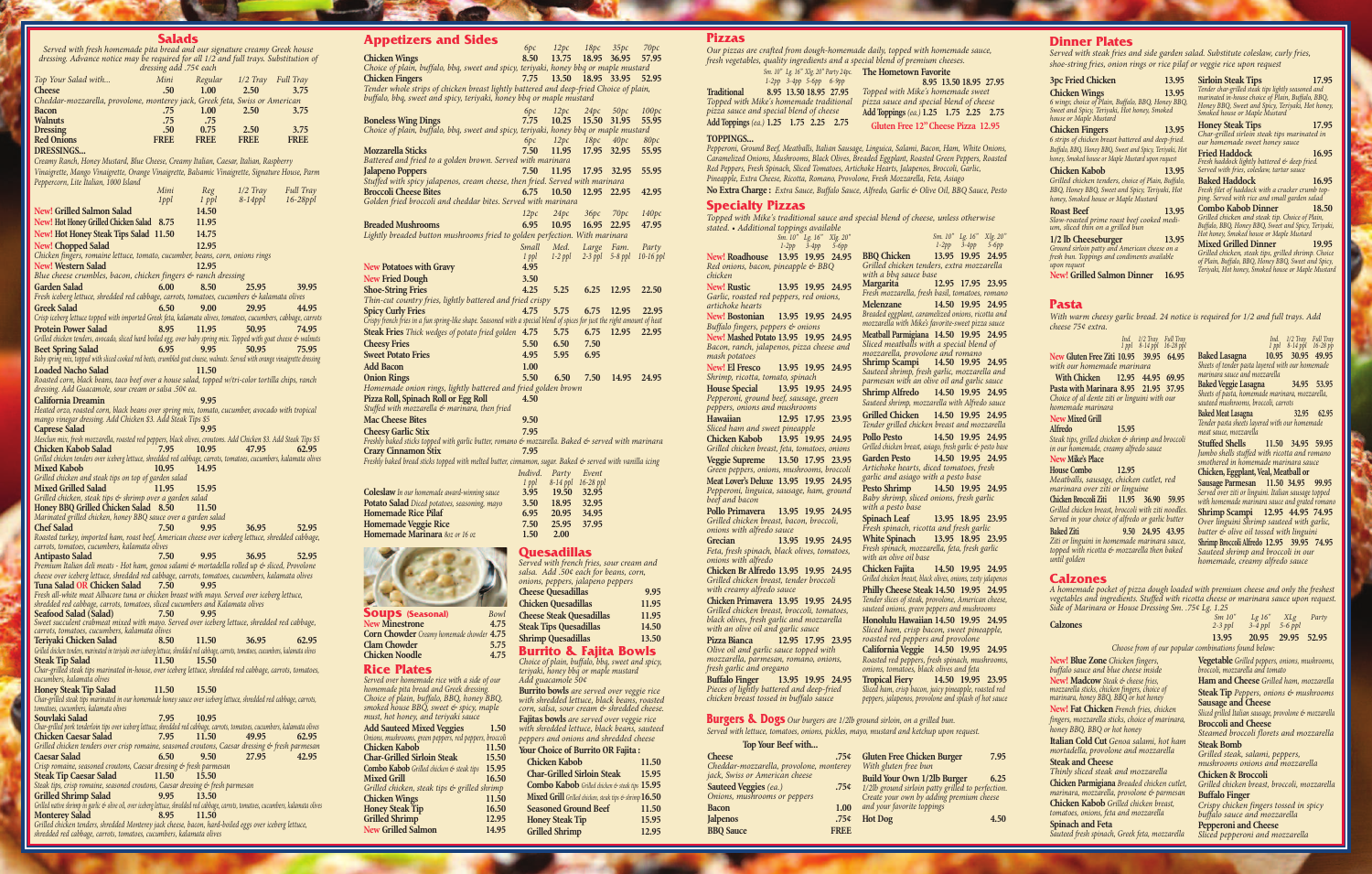## Salads

*Served with fresh homemade pita bread and our signature creamy Greek house dressing. Advance notice may be required for all 1/2 and full trays. Substitution of dressing add .75¢ each*

| Top Your Salad with... | Mini | Regular | 1/2 Tray | Full Tray |
|---|---|---|---|---|
| Cheese | .50 | 1.00 | 2.50 | 3.75 |
| *Cheddar-mozzarella, provolone, monterey jack, Greek feta, Swiss or American* | | | | |
| Bacon | .75 | 1.00 | 2.50 | 3.75 |
| Walnuts | .75 | .75 | | |
| Dressing | .50 | 0.75 | 2.50 | 3.75 |
| Red Onions | FREE | FREE | FREE | FREE |

**DRESSINGS...**
*Creamy Ranch, Honey Mustard, Blue Cheese, Creamy Italian, Caesar, Italian, Raspberry Vinaigrette, Mango Vinaigrette, Orange Vinaigrette, Balsamic Vinaigrette, Signature House, Parm Peppercorn, Lite Italian, 1000 Island*

| | Mini 1ppl | Reg 1 ppl | 1/2 Tray 8-14ppl | Full Tray 16-28ppl |
|---|---|---|---|---|
| New! Grilled Salmon Salad | | 14.50 | | |
| New! Hot Honey Grilled Chicken Salad | 8.75 | 11.95 | | |
| New! Hot Honey Steak Tips Salad | 11.50 | 14.75 | | |
| New! Chopped Salad | | 12.95 | | |
| *Chicken fingers, romaine lettuce, tomato, cucumber, beans, corn, onions rings* | | | | |
| New! Western Salad | | 12.95 | | |
| *Blue cheese crumbles, bacon, chicken fingers & ranch dressing* | | | | |
| Garden Salad | 6.00 | 8.50 | 25.95 | 39.95 |
| *Fresh iceberg lettuce, shredded red cabbage, carrots, tomatoes, cucumbers & kalamata olives* | | | | |
| Greek Salad | 6.50 | 9.00 | 29.95 | 44.95 |
| *Crisp iceberg lettuce topped with imported Greek feta, kalamata olives, tomatoes, cucumbers, cabbage, carrots* | | | | |
| Protein Power Salad | 8.95 | 11.95 | 50.95 | 74.95 |
| *Grilled chicken tenders, avocado, sliced hard boiled egg, over baby spring mix. Topped with goat cheese & walnuts* | | | | |
| Beet Spring Salad | 6.95 | 9.95 | 50.95 | 75.95 |
| *Baby spring mix, topped with sliced cooked red beets, crumbled goat cheese, walnuts. Served with orange vinaigrette dressing* | | | | |
| Loaded Nacho Salad | | 11.50 | | |
| *Roasted corn, black beans, taco beef over a house salad, topped w/tri-color tortilla chips, ranch dressing. Add Guacamole, sour cream or salsa .50¢ ea.* | | | | |
| California Dreamin | | 9.95 | | |
| *Heated orzo, roasted corn, black beans over spring mix, tomato, cucumber, avocado with tropical mango vinegar dressing. Add Chicken $3. Add Steak Tips $5* | | | | |
| Caprese Salad | | 9.95 | | |
| *Mesclun mix, fresh mozzarella, roasted red peppers, black olives, croutons. Add Chicken $3. Add Steak Tips $5* | | | | |
| Chicken Kabob Salad | 7.95 | 10.95 | 47.95 | 62.95 |
| *Grilled chicken tenders over iceberg lettuce, shredded red cabbage, carrots, tomatoes, cucumbers, kalamata olives* | | | | |
| Mixed Kabob | 10.95 | 14.95 | | |
| *Grilled chicken and steak tips on top of garden salad* | | | | |
| Mixed Grilled Salad | 11.95 | 15.95 | | |
| *Grilled chicken, steak tips & shrimp over a garden salad* | | | | |
| Honey BBQ Grilled Chicken Salad | 8.50 | 11.50 | | |
| *Marinated grilled chicken, honey BBQ sauce over a garden salad* | | | | |
| Chef Salad | 7.50 | 9.95 | 36.95 | 52.95 |
| *Roasted turkey, imported ham, roast beef, American cheese over iceberg lettuce, shredded cabbage, carrots, tomatoes, cucumbers, kalamata olives* | | | | |
| Antipasto Salad | 7.50 | 9.95 | 36.95 | 52.95 |
| *Premium Italian deli meats - Hot ham, genoa salami & mortadella rolled up & sliced, Provolone cheese over iceberg lettuce, shredded red cabbage, carrots, tomatoes, cucumbers, kalamata olives* | | | | |
| Tuna Salad OR Chicken Salad | 7.50 | 9.95 | | |
| *Fresh all-white meat Albacore tuna or chicken breast with mayo. Served over iceberg lettuce, shredded red cabbage, carrots, tomatoes, sliced cucumbers and Kalamata olives* | | | | |
| Seafood Salad (Salad) | 7.50 | 9.95 | | |
| *Sweet succulent crabmeat mixed with mayo. Served over iceberg lettuce, shredded red cabbage, carrots, tomatoes, cucumbers, kalamata olives* | | | | |
| Teriyaki Chicken Salad | 8.50 | 11.50 | 36.95 | 62.95 |
| *Grilled chicken tenders, marinated in teriyaki over iceberg lettuce, shredded red cabbage, carrots, tomatoes, cucumbers, kalamata olives* | | | | |
| Steak Tip Salad | 11.50 | 15.50 | | |
| *Char-grilled steak tips marinated in-house, over iceberg lettuce, shredded red cabbage, carrots, tomatoes, cucumbers, kalamata olives* | | | | |
| Honey Steak Tip Salad | 11.50 | 15.50 | | |
| *Char-grilled steak tips marinated in our homemade honey sauce over iceberg lettuce, shredded red cabbage, carrots, tomatoes, cucumbers, kalamata olives* | | | | |
| Souvlaki Salad | 7.95 | 10.95 | | |
| *Char-grilled pork tenderloin tips over iceberg lettuce, shredded red cabbage, carrots, tomatoes, cucumbers, kalamata olives* | | | | |
| Chicken Caesar Salad | 7.95 | 11.50 | 49.95 | 62.95 |
| *Grilled chicken tenders over crisp romaine, seasoned croutons, Caesar dressing & fresh parmesan* | | | | |
| Caesar Salad | 6.50 | 9.50 | 27.95 | 42.95 |
| *Crisp romaine, seasoned croutons, Caesar dressing & fresh parmesan* | | | | |
| Steak Tip Caesar Salad | 11.50 | 15.50 | | |
| *Steak tips, crisp romaine, seasoned croutons, Caesar dressing & fresh parmesan* | | | | |
| Grilled Shrimp Salad | 9.95 | 13.50 | | |
| *Grilled native shrimp in garlic & olive oil, over iceberg lettuce, shredded red cabbage, carrots, tomatoes, cucumbers, kalamata olives* | | | | |
| Monterey Salad | 8.95 | 11.50 | | |
| *Grilled chicken tenders, shredded Monterey jack cheese, bacon, hard-boiled eggs over iceberg lettuce, shredded red cabbage, carrots, tomatoes, cucumbers, kalamata olives* | | | | |

## Appetizers and Sides

| | 6pc | 12pc | 18pc | 35pc | 70pc |
|---|---|---|---|---|---|
| Chicken Wings | 8.50 | 13.75 | 18.95 | 36.95 | 57.95 |
| *Choice of plain, buffalo, bbq, sweet and spicy, teriyaki, honey bbq or maple mustard* | | | | | |
| Chicken Fingers | 7.75 | 13.50 | 18.95 | 33.95 | 52.95 |
| *Tender whole strips of chicken breast lightly battered and deep-fried Choice of plain, buffalo, bbq, sweet and spicy, teriyaki, honey bbq or maple mustard* | | | | | |

| | 6pc | 12pc | 24pc | 50pc | 100pc |
|---|---|---|---|---|---|
| Boneless Wing Dings | 7.75 | 10.25 | 15.50 | 31.95 | 55.95 |
| *Choice of plain, buffalo, bbq, sweet and spicy, teriyaki, honey bbq or maple mustard* | | | | | |

| | 6pc | 12pc | 18pc | 40pc | 80pc |
|---|---|---|---|---|---|
| Mozzarella Sticks | 7.50 | 11.95 | 17.95 | 32.95 | 55.95 |
| *Battered and fried to a golden brown. Served with marinara* | | | | | |
| Jalapeno Poppers | 7.50 | 11.95 | 17.95 | 32.95 | 55.95 |
| *Stuffed with spicy jalapenos, cream cheese, then fried. Served with marinara* | | | | | |
| Broccoli Cheese Bites | 6.75 | 10.50 | 12.95 | 22.95 | 42.95 |
| *Golden fried broccoli and cheddar bites. Served with marinara* | | | | | |

| | 12pc | 24pc | 36pc | 70pc | 140pc |
|---|---|---|---|---|---|
| Breaded Mushrooms | 6.95 | 10.95 | 16.95 | 22.95 | 47.95 |
| *Lightly breaded button mushrooms fried to golden perfection. With marinara* | | | | | |

| | Small | Med. 1-2 ppl | Large 2-3 ppl | Fam. 5-8 ppl | Party 10-16 ppl |
|---|---|---|---|---|---|
| New Potatoes with Gravy | 4.95 | | | | |
| New Fried Dough | 3.50 | | | | |
| Shoe-String Fries | 4.25 | 5.25 | 6.25 | 12.95 | 22.50 |
| *Thin-cut country fries, lightly battered and fried crispy* | | | | | |
| Spicy Curly Fries | 4.75 | 5.75 | 6.75 | 12.95 | 22.95 |
| *Crispy french fries in a fun spring-like shape. Seasoned with a special blend of spices for just the right amount of heat* | | | | | |
| Steak Fries *Thick wedges of potato fried golden* | 4.75 | 5.75 | 6.75 | 12.95 | 22.95 |
| Cheesy Fries | 5.50 | 6.50 | 7.50 | | |
| Sweet Potato Fries | 4.95 | 5.95 | 6.95 | | |
| Add Bacon | 1.00 | | | | |
| Onion Rings | 5.50 | 6.50 | 7.50 | 14.95 | 24.95 |
| *Homemade onion rings, lightly battered and fried golden brown* | | | | | |
| Pizza Roll, Spinach Roll or Egg Roll | 4.50 | | | | |
| *Stuffed with mozzarella & marinara, then fried* | | | | | |
| Mac Cheese Bites | 9.50 | | | | |
| Cheesy Garlic Stix | 7.95 | | | | |
| *Freshly baked sticks topped with garlic butter, romano & mozzarella. Baked & served with marinara* | | | | | |
| Crazy Cinnamon Stix | 7.95 | | | | |
| *Freshly baked bread sticks topped with melted butter, cinnamon, sugar. Baked & served with vanilla icing* | | | | | |

| | Indivd. 1 ppl | Party 8-14 ppl | Event 16-28 ppl |
|---|---|---|---|
| Coleslaw *In our homemade award-winning sauce* | 3.95 | 19.50 | 32.95 |
| Potato Salad *Diced potatoes, seasoning, mayo* | 3.50 | 18.95 | 32.95 |
| Homemade Rice Pilaf | 6.95 | 20.95 | 34.95 |
| Homemade Veggie Rice | 7.50 | 25.95 | 37.95 |
| Homemade Marinara *8oz or 16 oz* | 1.50 | 2.00 | |

## Soups (Seasonal)

| | Bowl |
|---|---|
| New Minestrone | 4.75 |
| Corn Chowder *Creamy homemade chowder* | 4.75 |
| Clam Chowder | 5.75 |
| Chicken Noodle | 4.75 |

## Rice Plates

*Served over homemade rice with a side of our homemade pita bread and Greek dressing. Choice of plain, buffalo, BBQ, honey BBQ, smoked house BBQ, sweet & spicy, maple must, hot honey, and teriyaki sauce*

| | |
|---|---|
| Add Sauteed Mixed Veggies | 1.50 |
| *Onions, mushrooms, green peppers, red peppers, broccoli* | |
| Chicken Kabob | 11.50 |
| Char-Grilled Sirloin Steak | 15.50 |
| Combo Kabob *Grilled chicken & steak tips* | 15.95 |
| Mixed Grill | 16.50 |
| *Grilled chicken, steak tips, & grilled shrimp* | |
| Chicken Wings | 11.50 |
| Honey Steak Tip | 16.50 |
| Grilled Shrimp | 12.95 |
| New Grilled Salmon | 14.95 |

## Quesadillas

*Served with french fries, sour cream and salsa. Add .50¢ each for beans, corn, onions, peppers, jalapeno peppers*

| | |
|---|---|
| Cheese Quesadillas | 9.95 |
| Chicken Quesadillas | 11.95 |
| Cheese Steak Quesadillas | 11.95 |
| Steak Tips Quesadillas | 14.50 |
| Shrimp Quesadillas | 13.50 |

## Burrito & Fajita Bowls

*Choice of plain, buffalo, bbq, sweet and spicy, teriyaki, honey bbq or maple mustard. Add guacamole 50¢*

**Burrito bowls** *are served over veggie rice with shredded lettuce, black beans, roasted corn, salsa, sour cream & shredded cheese.*
**Fajitas bowls** *are served over veggie rice with shredded lettuce, black beans, sauteed peppers and onions and shredded cheese*

**Your Choice of Burrito OR Fajita :**

| | |
|---|---|
| Chicken Kabob | 11.50 |
| Char-Grilled Sirloin Steak | 15.95 |
| Combo Kabob *Grilled chicken & steak tips* | 15.95 |
| Mixed Grill *Grilled chicken, steak tips & shrimp* | 16.50 |
| Seasoned Ground Beef | 11.50 |
| Honey Steak Tip | 15.95 |
| Grilled Shrimp | 12.95 |

## Pizzas

*Our pizzas are crafted from dough-homemade daily, topped with homemade sauce, fresh vegetables, quality ingredients and a special blend of premium cheeses.*

| | Sm. 10" 1-2pp | Lg. 16" 3-4pp | XLg. 20" 5-6pp | Party 24pc. 6-9pp |
|---|---|---|---|---|
| Traditional | 8.95 | 13.50 | 18.95 | 27.95 |
| *Topped with Mike's homemade traditional pizza sauce and special blend of cheese* | | | | |
| Add Toppings *(ea.)* | 1.25 | 1.75 | 2.25 | 2.75 |

**The Hometown Favorite** — 8.95 | 13.50 | 18.95 | 27.95
*Topped with Mike's homemade sweet pizza sauce and special blend of cheese*
**Add Toppings** *(ea.)* 1.25 | 1.75 | 2.25 | 2.75

**Gluten Free 12" Cheese Pizza 12.95**

**TOPPINGS...**
*Pepperoni, Ground Beef, Meatballs, Italian Sausage, Linguica, Salami, Bacon, Ham, White Onions, Caramelized Onions, Mushrooms, Black Olives, Breaded Eggplant, Roasted Green Peppers, Roasted Red Peppers, Fresh Spinach, Sliced Tomatoes, Artichoke Hearts, Jalapenos, Broccoli, Garlic, Pineapple, Extra Cheese, Ricotta, Romano, Provolone, Fresh Mozzarella, Feta, Asiago*

**No Extra Charge :** *Extra Sauce, Buffalo Sauce, Alfredo, Garlic & Olive Oil, BBQ Sauce, Pesto*

## Specialty Pizzas

*Topped with Mike's traditional sauce and special blend of cheese, unless otherwise stated. • Additional toppings available*

| | Sm. 10" 1-2pp | Lg. 16" 3-4pp | XLg. 20" 5-6pp |
|---|---|---|---|
| New! Roadhouse | 13.95 | 19.95 | 24.95 |
| *Red onions, bacon, pineapple & BBQ chicken* | | | |
| New! Rustic | 13.95 | 19.95 | 24.95 |
| *Garlic, roasted red peppers, red onions, artichoke hearts* | | | |
| New! Bostonian | 13.95 | 19.95 | 24.95 |
| *Buffalo fingers, peppers & onions* | | | |
| New! Mashed Potato | 13.95 | 19.95 | 24.95 |
| *Bacon, ranch, jalapenos, pizza cheese and mash potatoes* | | | |
| New! El Fresco | 13.95 | 19.95 | 24.95 |
| *Shrimp, ricotta, tomato, spinach* | | | |
| House Special | 13.95 | 19.95 | 24.95 |
| *Pepperoni, ground beef, sausage, green peppers, onions and mushrooms* | | | |
| Hawaiian | 12.95 | 17.95 | 23.95 |
| *Sliced ham and sweet pineapple* | | | |
| Chicken Kabob | 13.95 | 19.95 | 24.95 |
| *Grilled chicken breast, feta, tomatoes, onions* | | | |
| Veggie Supreme | 13.50 | 17.95 | 23.95 |
| *Green peppers, onions, mushrooms, broccoli* | | | |
| Meat Lover's Deluxe | 13.95 | 19.95 | 24.95 |
| *Pepperoni, linguica, sausage, ham, ground beef and bacon* | | | |
| Pollo Primavera | 13.95 | 19.95 | 24.95 |
| *Grilled chicken breast, bacon, broccoli, onions with alfredo sauce* | | | |
| Grecian | 13.95 | 19.95 | 24.95 |
| *Feta, fresh spinach, black olives, tomatoes, onions with alfredo* | | | |
| Chicken Br Alfredo | 13.95 | 19.95 | 24.95 |
| *Grilled chicken breast, tender broccoli with creamy alfredo sauce* | | | |
| Chicken Primavera | 13.95 | 19.95 | 24.95 |
| *Grilled chicken breast, broccoli, tomatoes, black olives, fresh garlic and mozzarella with an olive oil and garlic sauce* | | | |
| Pizza Bianca | 12.95 | 17.95 | 23.95 |
| *Olive oil and garlic sauce topped with mozzarella, parmesan, romano, onions, fresh garlic and oregano* | | | |
| Buffalo Finger | 13.95 | 19.95 | 24.95 |
| *Pieces of lightly battered and deep-fried chicken breast tossed in buffalo sauce* | | | |
| BBQ Chicken | 13.95 | 19.95 | 24.95 |
| *Grilled chicken breast, tossed with a bbq sauce base* | | | |
| Margarita | 12.95 | 17.95 | 23.95 |
| *Fresh mozzarella, fresh basil, tomatoes, romano* | | | |
| Melenzane | 14.50 | 19.95 | 24.95 |
| *Breaded eggplant, caramelized onions, ricotta and mozzarella with Mike's favorite-sweet pizza sauce* | | | |
| Meatball Parmigiana | 14.50 | 19.95 | 24.95 |
| *Sliced meatballs with a special blend of mozzarella, provolone and romano* | | | |
| Shrimp Scampi | 14.50 | 19.95 | 24.95 |
| *Sauteed shrimp, fresh garlic, mozzarella and parmesan with an olive oil and garlic sauce* | | | |
| Shrimp Alfredo | 14.50 | 19.95 | 24.95 |
| *Sauteed shrimp, mozzarella with Alfredo sauce* | | | |
| Grilled Chicken | 14.50 | 19.95 | 24.95 |
| *Tender grilled chicken breast and mozzarella* | | | |
| Pollo Pesto | 14.50 | 19.95 | 24.95 |
| *Grilled chicken breast, asiago, fresh garlic & pesto base* | | | |
| Garden Pesto | 14.50 | 19.95 | 24.95 |
| *Artichoke hearts, diced tomatoes, fresh garlic and asiago with a pesto base* | | | |
| Pesto Shrimp | 14.50 | 19.95 | 24.95 |
| *Baby shrimp, sliced onions, fresh garlic with a pesto base* | | | |
| Spinach Leaf | 13.95 | 18.95 | 23.95 |
| *Fresh spinach, ricotta and fresh garlic* | | | |
| White Spinach | 13.95 | 18.95 | 23.95 |
| *Fresh spinach, mozzarella, feta, fresh garlic with an olive oil base* | | | |
| Chicken Fajita | 14.50 | 19.95 | 24.95 |
| *Grilled chicken breast, black olives, onions, zesty jalapenos* | | | |
| Philly Cheese Steak | 14.50 | 19.95 | 24.95 |
| *Tender slices of steak, provolone, American cheese, sauteed onions, green peppers and mushrooms* | | | |
| Honolulu Hawaiian | 14.50 | 19.95 | 24.95 |
| *Sliced ham, crisp bacon, sweet pineapple, roasted red peppers and provolone* | | | |
| California Veggie | 14.50 | 19.95 | 24.95 |
| *Roasted red peppers, fresh spinach, mushrooms, onions, tomatoes, black olives and feta* | | | |
| Tropical Fiery | 14.50 | 19.95 | 23.95 |
| *Sliced ham, crisp bacon, juicy pineapple, roasted red peppers, jalapenos, provolone and splash of hot sauce* | | | |

## Burgers & Dogs

*Our burgers are 1/2lb ground sirloin, on a grilled bun. Served with lettuce, tomatoes, onions, pickles, mayo, mustard and ketchup upon request.*

**Top Your Beef with...**

| | |
|---|---|
| Cheese | .75¢ |
| *Cheddar-mozzarella, provolone, monterey jack, Swiss or American cheese* | |
| Sauteed Veggies *(ea.)* | .75¢ |
| *Onions, mushrooms or peppers* | |
| Bacon | 1.00 |
| Jalpenos | .75¢ |
| BBQ Sauce | FREE |

| | |
|---|---|
| Gluten Free Chicken Burger | 7.95 |
| *With gluten free bun* | |
| Build Your Own 1/2lb Burger | 6.25 |
| *1/2lb ground sirloin patty grilled to perfection. Create your own by adding premium cheese and your favorite toppings* | |
| Hot Dog | 4.50 |

## Dinner Plates

*Served with steak fries and side garden salad. Substitute coleslaw, curly fries, shoe-string fries, onion rings or rice pilaf or veggie rice upon request*

| | |
|---|---|
| 3pc Fried Chicken | 13.95 |
| Chicken Wings | 13.95 |
| *6 wings, choice of Plain, Buffalo, BBQ, Honey BBQ, Sweet and Spicy, Teriyaki, Hot honey, Smoked house or Maple Mustard* | |
| Chicken Fingers | 13.95 |
| *6 strips of chicken breast battered and deep-fried. Buffalo, BBQ, Honey BBQ, Sweet and Spicy, Teriyaki, Hot honey, Smoked house or Maple Mustard upon request* | |
| Chicken Kabob | 13.95 |
| *Grilled chicken tenders, choice of Plain, Buffalo, BBQ, Honey BBQ, Sweet and Spicy, Teriyaki, Hot honey, Smoked house or Maple Mustard* | |
| Roast Beef | 13.95 |
| *Slow-roasted prime roast beef cooked medium, sliced thin on a grilled bun* | |
| 1/2 lb Cheeseburger | 13.95 |
| *Ground sirloin patty and American cheese on a fresh bun. Toppings and condiments available upon request* | |
| New! Grilled Salmon Dinner | 16.95 |
| Sirloin Steak Tips | 17.95 |
| *Tender char-grilled steak tips lightly seasoned and marinated in-house choice of Plain, Buffalo, BBQ, Honey BBQ, Sweet and Spicy, Teriyaki, Hot honey, Smoked house or Maple Mustard* | |
| Honey Steak Tips | 17.95 |
| *Char-grilled sirloin steak tips marinated in our homemade sweet honey sauce* | |
| Fried Haddock | 16.95 |
| *Fresh haddock lightly battered & deep fried. Served with fries, coleslaw, tartar sauce* | |
| Baked Haddock | 16.95 |
| *Fresh filet of haddock with a cracker crumb topping. Served with rice and small garden salad* | |
| Combo Kabob Dinner | 18.50 |
| *Grilled chicken and steak tip. Choice of Plain, Buffalo, BBQ, Honey BBQ, Sweet and Spicy, Teriyaki, Hot honey, Smoked house or Maple Mustard* | |
| Mixed Grilled Dinner | 19.95 |
| *Grilled chicken, steak tips, grilled shrimp. Choice of Plain, Buffalo, BBQ, Honey BBQ, Sweet and Spicy, Teriyaki, Hot honey, Smoked house or Maple Mustard* | |

## Pasta

*With warm cheesy garlic bread. 24 notice is required for 1/2 and full trays. Add cheese 75¢ extra.*

| | Ind. 1 ppl | 1/2 Tray 8-14 ppl | Full Tray 16-28 ppl |
|---|---|---|---|
| New Gluten Free Ziti | 10.95 | 39.95 | 64.95 |
| *with our homemade marinara* | | | |
| With Chicken | 12.95 | 44.95 | 69.95 |
| Pasta with Marinara | 8.95 | 21.95 | 37.95 |
| *Choice of al dente ziti or linguini with our homemade marinara* | | | |
| New Mixed Grill Alfredo | 15.95 | | |
| *Steak tips, grilled chicken & shrimp and broccoli in our homemade, creamy alfredo sauce* | | | |
| New Mike's Place House Combo | 12.95 | | |
| *Meatballs, sausage, chicken cutlet, red marinara over ziti or linguine* | | | |
| Chicken Broccoli Ziti | 11.95 | 36.90 | 59.95 |
| *Grilled chicken breast, broccoli with ziti noodles. Served in your choice of alfredo or garlic butter* | | | |
| Baked Ziti | 9.50 | 24.95 | 43.95 |
| *Ziti or linguini in homemade marinara sauce, topped with ricotta & mozzarella then baked until golden* | | | |
| Baked Lasagna | 10.95 | 30.95 | 49.95 |
| *Sheets of tender pasta layered with our homemade marinara sauce and mozzarella* | | | |
| Baked Veggie Lasagna | | 34.95 | 53.95 |
| *Sheets of pasta, homemade marinara, mozzarella, sauteed mushrooms, broccoli, carrots* | | | |
| Baked Meat Lasagna | | 32.95 | 62.95 |
| *Tender pasta sheets layered with our homemade meat sauce, mozzarella* | | | |
| Stuffed Shells | 11.50 | 34.95 | 59.95 |
| *Jumbo shells stuffed with ricotta and romano smothered in homemade marinara sauce* | | | |
| Chicken, Eggplant, Veal, Meatball or Sausage Parmesan | 11.50 | 34.95 | 99.95 |
| *Served over ziti or linguini. Italian sausage topped with homemade marinara sauce and grated romano* | | | |
| Shrimp Scampi | 12.95 | 44.95 | 74.95 |
| *Over linguini Shrimp sauteed with garlic, butter & olive oil tossed with linguini* | | | |
| Shrimp Broccoli Alfredo | 12.95 | 39.95 | 74.95 |
| *Sauteed shrimp and broccoli in our homemade, creamy alfredo sauce* | | | |

## Calzones

*A homemade pocket of pizza dough loaded with premium cheese and only the freshest vegetables and ingredients. Stuffed with ricotta cheese or marinara sauce upon request. Side of Marinara or House Dressing Sm. .75¢ Lg. 1.25*

| | Sm 10" 2-3 ppl | Lg 16" 3-4 ppl | XLg 5-6 ppl | Party |
|---|---|---|---|---|
| Calzones | 7.50 | | | |
| | 13.95 | 20.95 | 29.95 | 52.95 |

*Choose from of our popular combinations found below:*

**New! Blue Zone** *Chicken fingers, buffalo sauce and blue cheese inside*
**New! Madcow** *Steak & cheese fries, mozzarella sticks, chicken fingers, choice of marinara, honey BBQ, BBQ or hot honey*
**New! Fat Chicken** *French fries, chicken fingers, mozzarella sticks, choice of marinara, honey BBQ, BBQ or hot honey*
**Italian Cold Cut** *Genoa salami, hot ham mortadella, provolone and mozzarella*
**Steak and Cheese** *Thinly sliced steak and mozzarella*
**Chicken Parmigiana** *Breaded chicken cutlet, marinara, mozzarella, provolone & parmesan*
**Chicken Kabob** *Grilled chicken breast, tomatoes, onions, feta and mozzarella*
**Spinach and Feta** *Sauteed fresh spinach, Greek feta, mozzarella*
**Vegetable** *Grilled peppers, onions, mushrooms, broccoli, mozzarella and tomato*
**Ham and Cheese** *Grilled ham, mozzarella*
**Steak Tip** *Peppers, onions & mushrooms*
**Sausage and Cheese** *Sliced grilled Italian sausage, provolone & mozzarella*
**Broccoli and Cheese** *Steamed broccoli florets and mozzarella*
**Steak Bomb** *Grilled steak, salami, peppers, mushrooms onions and mozzarella*
**Chicken & Broccoli** *Grilled chicken breast, broccoli, mozzarella*
**Buffalo Finger** *Crispy chicken fingers tossed in spicy buffalo sauce and mozzarella*
**Pepperoni and Cheese** *Sliced pepperoni and mozzarella*